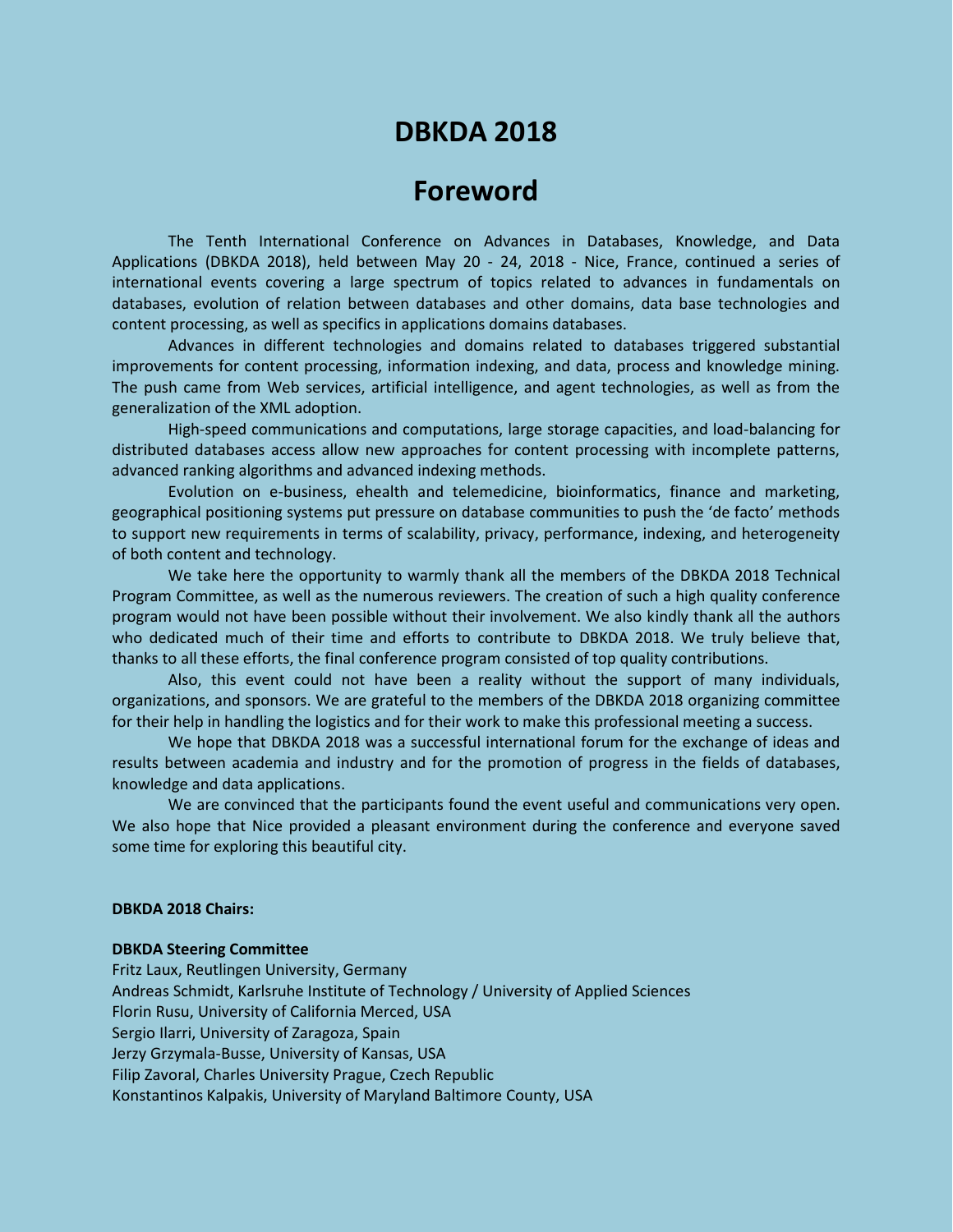# DBKDA 2018

# Foreword

The Tenth International Conference on Advances in Databases, Knowledge, and Data Applications (DBKDA 2018), held between May 20 - 24, 2018 - Nice, France, continued a series of international events covering a large spectrum of topics related to advances in fundamentals on databases, evolution of relation between databases and other domains, data base technologies and content processing, as well as specifics in applications domains databases.

Advances in different technologies and domains related to databases triggered substantial improvements for content processing, information indexing, and data, process and knowledge mining. The push came from Web services, artificial intelligence, and agent technologies, as well as from the generalization of the XML adoption.

High-speed communications and computations, large storage capacities, and load-balancing for distributed databases access allow new approaches for content processing with incomplete patterns, advanced ranking algorithms and advanced indexing methods.

Evolution on e-business, ehealth and telemedicine, bioinformatics, finance and marketing, geographical positioning systems put pressure on database communities to push the 'de facto' methods to support new requirements in terms of scalability, privacy, performance, indexing, and heterogeneity of both content and technology.

We take here the opportunity to warmly thank all the members of the DBKDA 2018 Technical Program Committee, as well as the numerous reviewers. The creation of such a high quality conference program would not have been possible without their involvement. We also kindly thank all the authors who dedicated much of their time and efforts to contribute to DBKDA 2018. We truly believe that, thanks to all these efforts, the final conference program consisted of top quality contributions.

Also, this event could not have been a reality without the support of many individuals, organizations, and sponsors. We are grateful to the members of the DBKDA 2018 organizing committee for their help in handling the logistics and for their work to make this professional meeting a success.

We hope that DBKDA 2018 was a successful international forum for the exchange of ideas and results between academia and industry and for the promotion of progress in the fields of databases, knowledge and data applications.

We are convinced that the participants found the event useful and communications very open. We also hope that Nice provided a pleasant environment during the conference and everyone saved some time for exploring this beautiful city.

**DBKDA 2018 Chairs:**

**DBKDA Steering Committee**

Fritz Laux, Reutlingen University, Germany
Andreas Schmidt, Karlsruhe Institute of Technology / University of Applied Sciences
Florin Rusu, University of California Merced, USA
Sergio Ilarri, University of Zaragoza, Spain
Jerzy Grzymala-Busse, University of Kansas, USA
Filip Zavoral, Charles University Prague, Czech Republic
Konstantinos Kalpakis, University of Maryland Baltimore County, USA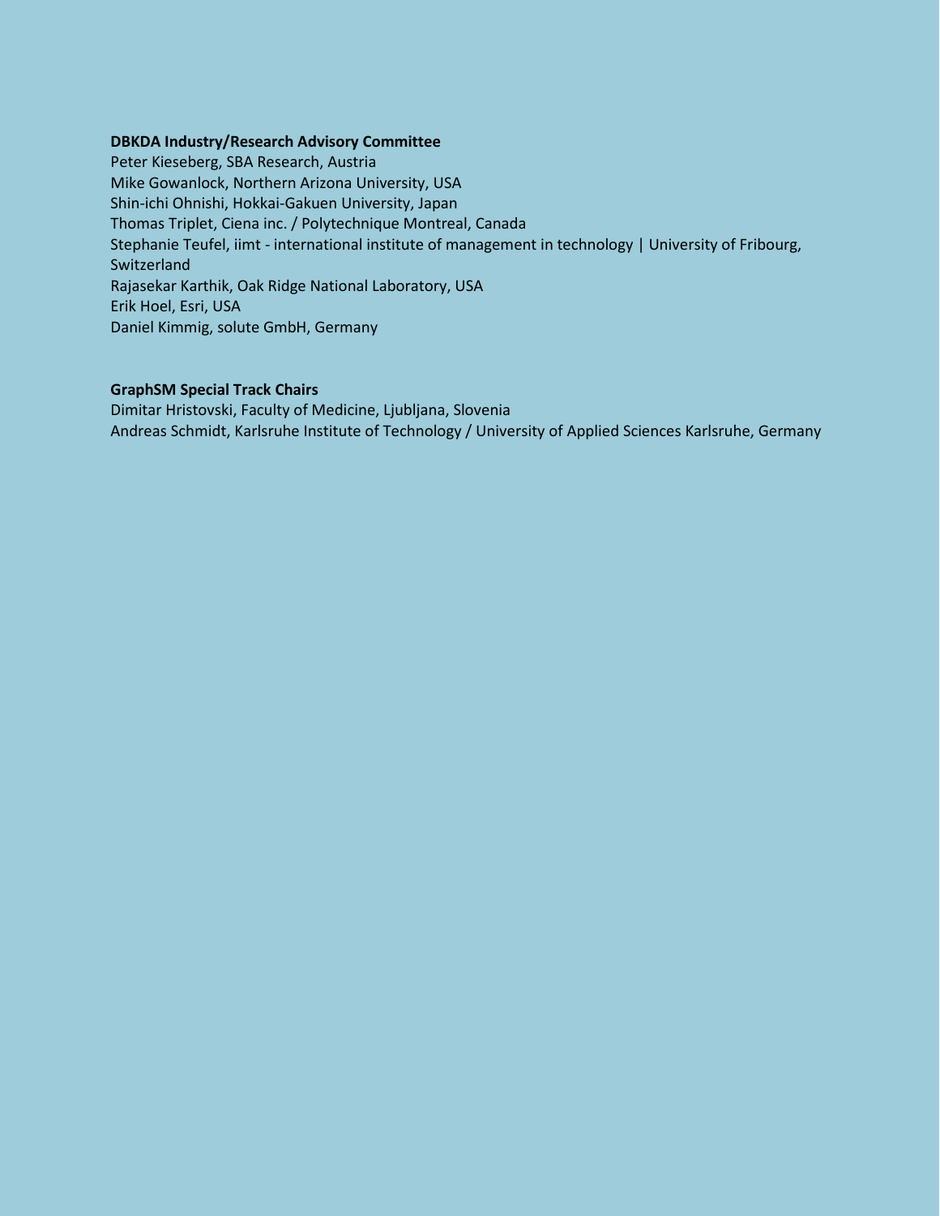**DBKDA Industry/Research Advisory Committee**

Peter Kieseberg, SBA Research, Austria
Mike Gowanlock, Northern Arizona University, USA
Shin-ichi Ohnishi, Hokkai-Gakuen University, Japan
Thomas Triplet, Ciena inc. / Polytechnique Montreal, Canada
Stephanie Teufel, iimt - international institute of management in technology | University of Fribourg, Switzerland
Rajasekar Karthik, Oak Ridge National Laboratory, USA
Erik Hoel, Esri, USA
Daniel Kimmig, solute GmbH, Germany

**GraphSM Special Track Chairs**

Dimitar Hristovski, Faculty of Medicine, Ljubljana, Slovenia
Andreas Schmidt, Karlsruhe Institute of Technology / University of Applied Sciences Karlsruhe, Germany